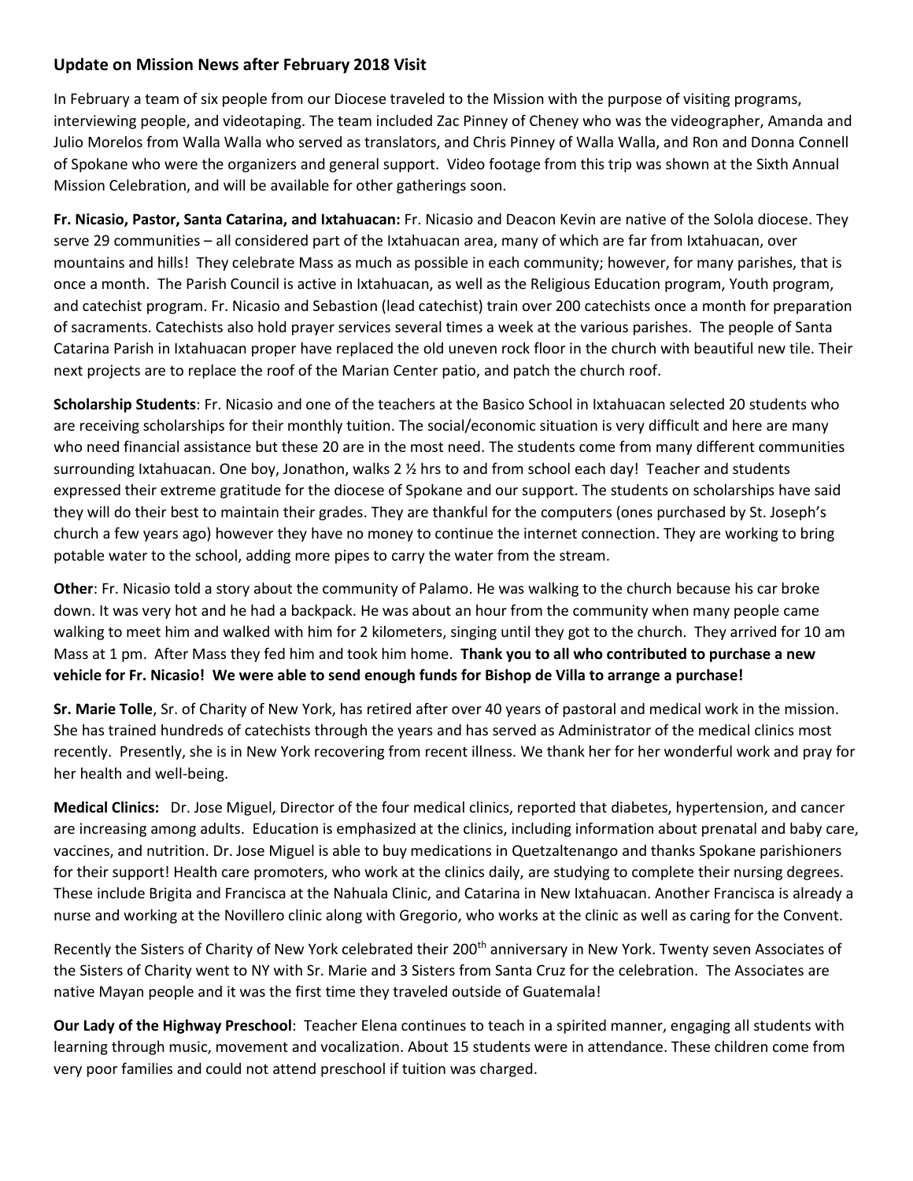**Update on Mission News after February 2018 Visit**

In February a team of six people from our Diocese traveled to the Mission with the purpose of visiting programs, interviewing people, and videotaping. The team included Zac Pinney of Cheney who was the videographer, Amanda and Julio Morelos from Walla Walla who served as translators, and Chris Pinney of Walla Walla, and Ron and Donna Connell of Spokane who were the organizers and general support. Video footage from this trip was shown at the Sixth Annual Mission Celebration, and will be available for other gatherings soon.

**Fr. Nicasio, Pastor, Santa Catarina, and Ixtahuacan:** Fr. Nicasio and Deacon Kevin are native of the Solola diocese. They serve 29 communities – all considered part of the Ixtahuacan area, many of which are far from Ixtahuacan, over mountains and hills! They celebrate Mass as much as possible in each community; however, for many parishes, that is once a month. The Parish Council is active in Ixtahuacan, as well as the Religious Education program, Youth program, and catechist program. Fr. Nicasio and Sebastion (lead catechist) train over 200 catechists once a month for preparation of sacraments. Catechists also hold prayer services several times a week at the various parishes. The people of Santa Catarina Parish in Ixtahuacan proper have replaced the old uneven rock floor in the church with beautiful new tile. Their next projects are to replace the roof of the Marian Center patio, and patch the church roof.

**Scholarship Students**: Fr. Nicasio and one of the teachers at the Basico School in Ixtahuacan selected 20 students who are receiving scholarships for their monthly tuition. The social/economic situation is very difficult and here are many who need financial assistance but these 20 are in the most need. The students come from many different communities surrounding Ixtahuacan. One boy, Jonathon, walks 2 ½ hrs to and from school each day! Teacher and students expressed their extreme gratitude for the diocese of Spokane and our support. The students on scholarships have said they will do their best to maintain their grades. They are thankful for the computers (ones purchased by St. Joseph's church a few years ago) however they have no money to continue the internet connection. They are working to bring potable water to the school, adding more pipes to carry the water from the stream.

**Other**: Fr. Nicasio told a story about the community of Palamo. He was walking to the church because his car broke down. It was very hot and he had a backpack. He was about an hour from the community when many people came walking to meet him and walked with him for 2 kilometers, singing until they got to the church. They arrived for 10 am Mass at 1 pm. After Mass they fed him and took him home. **Thank you to all who contributed to purchase a new vehicle for Fr. Nicasio! We were able to send enough funds for Bishop de Villa to arrange a purchase!**

**Sr. Marie Tolle**, Sr. of Charity of New York, has retired after over 40 years of pastoral and medical work in the mission. She has trained hundreds of catechists through the years and has served as Administrator of the medical clinics most recently. Presently, she is in New York recovering from recent illness. We thank her for her wonderful work and pray for her health and well-being.

**Medical Clinics:** Dr. Jose Miguel, Director of the four medical clinics, reported that diabetes, hypertension, and cancer are increasing among adults. Education is emphasized at the clinics, including information about prenatal and baby care, vaccines, and nutrition. Dr. Jose Miguel is able to buy medications in Quetzaltenango and thanks Spokane parishioners for their support! Health care promoters, who work at the clinics daily, are studying to complete their nursing degrees. These include Brigita and Francisca at the Nahuala Clinic, and Catarina in New Ixtahuacan. Another Francisca is already a nurse and working at the Novillero clinic along with Gregorio, who works at the clinic as well as caring for the Convent.

Recently the Sisters of Charity of New York celebrated their 200th anniversary in New York. Twenty seven Associates of the Sisters of Charity went to NY with Sr. Marie and 3 Sisters from Santa Cruz for the celebration. The Associates are native Mayan people and it was the first time they traveled outside of Guatemala!

**Our Lady of the Highway Preschool**: Teacher Elena continues to teach in a spirited manner, engaging all students with learning through music, movement and vocalization. About 15 students were in attendance. These children come from very poor families and could not attend preschool if tuition was charged.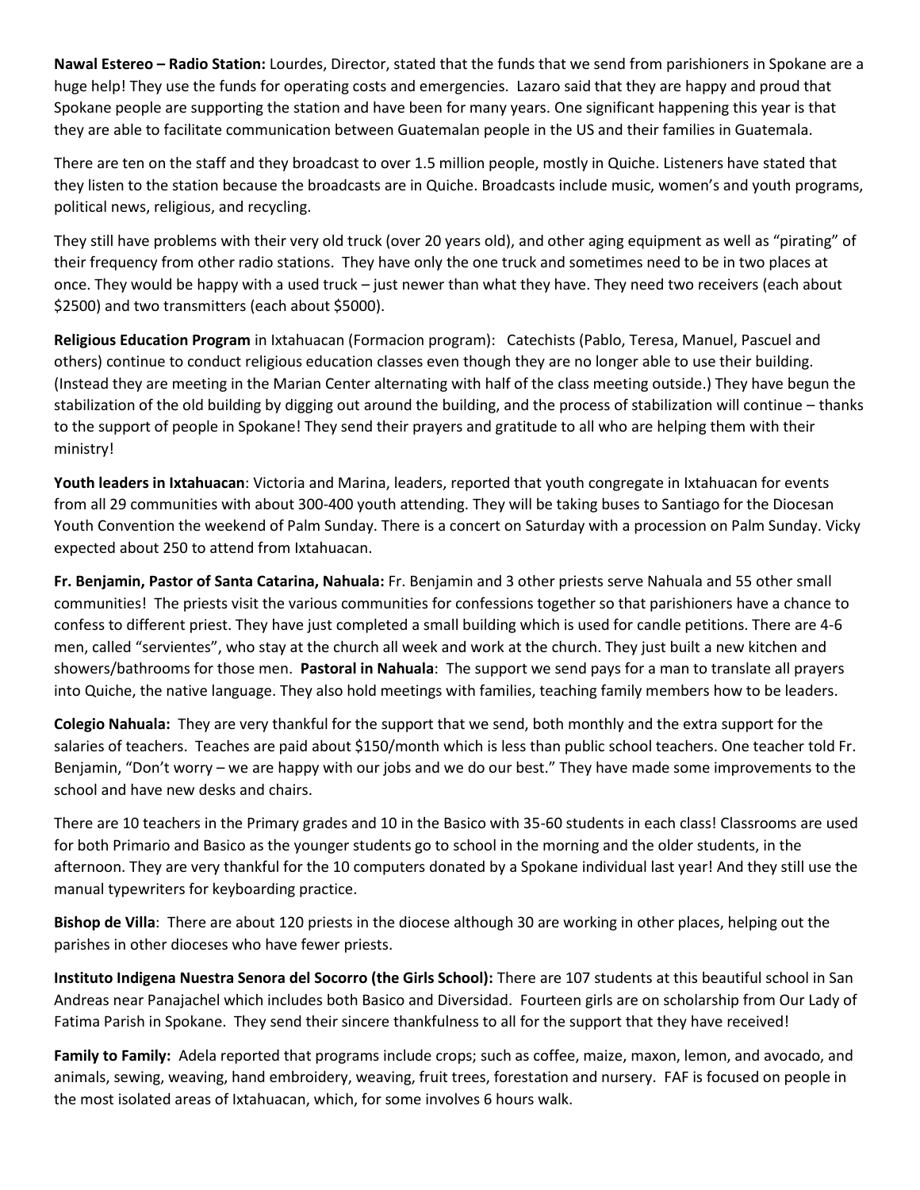**Nawal Estereo – Radio Station:** Lourdes, Director, stated that the funds that we send from parishioners in Spokane are a huge help! They use the funds for operating costs and emergencies. Lazaro said that they are happy and proud that Spokane people are supporting the station and have been for many years. One significant happening this year is that they are able to facilitate communication between Guatemalan people in the US and their families in Guatemala.

There are ten on the staff and they broadcast to over 1.5 million people, mostly in Quiche. Listeners have stated that they listen to the station because the broadcasts are in Quiche. Broadcasts include music, women's and youth programs, political news, religious, and recycling.

They still have problems with their very old truck (over 20 years old), and other aging equipment as well as "pirating" of their frequency from other radio stations. They have only the one truck and sometimes need to be in two places at once. They would be happy with a used truck – just newer than what they have. They need two receivers (each about $2500) and two transmitters (each about $5000).

**Religious Education Program** in Ixtahuacan (Formacion program): Catechists (Pablo, Teresa, Manuel, Pascuel and others) continue to conduct religious education classes even though they are no longer able to use their building. (Instead they are meeting in the Marian Center alternating with half of the class meeting outside.) They have begun the stabilization of the old building by digging out around the building, and the process of stabilization will continue – thanks to the support of people in Spokane! They send their prayers and gratitude to all who are helping them with their ministry!

**Youth leaders in Ixtahuacan**: Victoria and Marina, leaders, reported that youth congregate in Ixtahuacan for events from all 29 communities with about 300-400 youth attending. They will be taking buses to Santiago for the Diocesan Youth Convention the weekend of Palm Sunday. There is a concert on Saturday with a procession on Palm Sunday. Vicky expected about 250 to attend from Ixtahuacan.

**Fr. Benjamin, Pastor of Santa Catarina, Nahuala:** Fr. Benjamin and 3 other priests serve Nahuala and 55 other small communities! The priests visit the various communities for confessions together so that parishioners have a chance to confess to different priest. They have just completed a small building which is used for candle petitions. There are 4-6 men, called "servientes", who stay at the church all week and work at the church. They just built a new kitchen and showers/bathrooms for those men. **Pastoral in Nahuala**: The support we send pays for a man to translate all prayers into Quiche, the native language. They also hold meetings with families, teaching family members how to be leaders.

**Colegio Nahuala:** They are very thankful for the support that we send, both monthly and the extra support for the salaries of teachers. Teaches are paid about $150/month which is less than public school teachers. One teacher told Fr. Benjamin, "Don't worry – we are happy with our jobs and we do our best." They have made some improvements to the school and have new desks and chairs.

There are 10 teachers in the Primary grades and 10 in the Basico with 35-60 students in each class! Classrooms are used for both Primario and Basico as the younger students go to school in the morning and the older students, in the afternoon. They are very thankful for the 10 computers donated by a Spokane individual last year! And they still use the manual typewriters for keyboarding practice.

**Bishop de Villa**: There are about 120 priests in the diocese although 30 are working in other places, helping out the parishes in other dioceses who have fewer priests.

**Instituto Indigena Nuestra Senora del Socorro (the Girls School):** There are 107 students at this beautiful school in San Andreas near Panajachel which includes both Basico and Diversidad. Fourteen girls are on scholarship from Our Lady of Fatima Parish in Spokane. They send their sincere thankfulness to all for the support that they have received!

**Family to Family:** Adela reported that programs include crops; such as coffee, maize, maxon, lemon, and avocado, and animals, sewing, weaving, hand embroidery, weaving, fruit trees, forestation and nursery. FAF is focused on people in the most isolated areas of Ixtahuacan, which, for some involves 6 hours walk.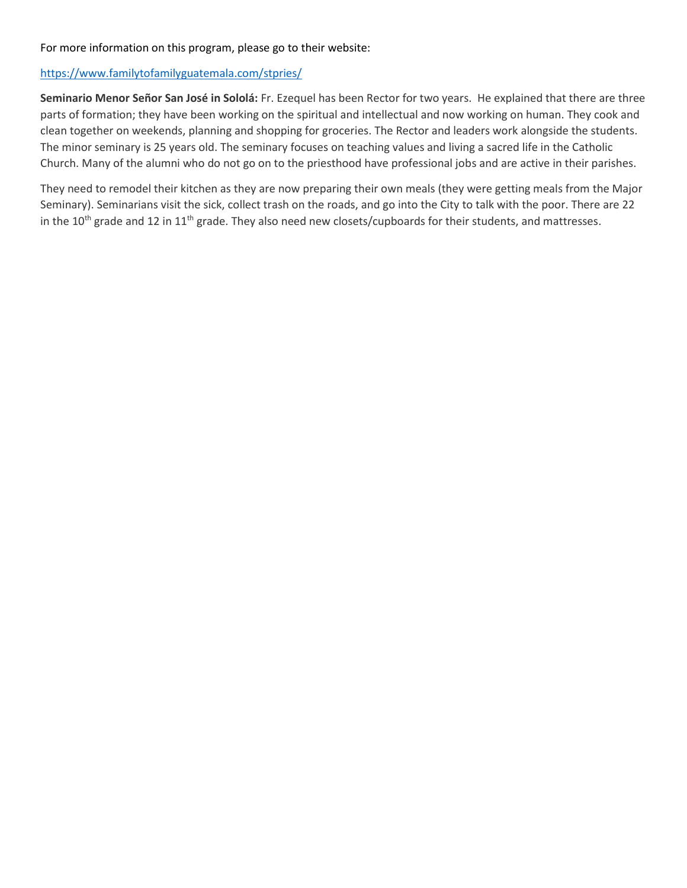For more information on this program, please go to their website:

https://www.familytofamilyguatemala.com/stpries/

**Seminario Menor Señor San José in Sololá:** Fr. Ezequel has been Rector for two years. He explained that there are three parts of formation; they have been working on the spiritual and intellectual and now working on human. They cook and clean together on weekends, planning and shopping for groceries. The Rector and leaders work alongside the students. The minor seminary is 25 years old. The seminary focuses on teaching values and living a sacred life in the Catholic Church. Many of the alumni who do not go on to the priesthood have professional jobs and are active in their parishes.

They need to remodel their kitchen as they are now preparing their own meals (they were getting meals from the Major Seminary). Seminarians visit the sick, collect trash on the roads, and go into the City to talk with the poor. There are 22 in the 10th grade and 12 in 11th grade. They also need new closets/cupboards for their students, and mattresses.